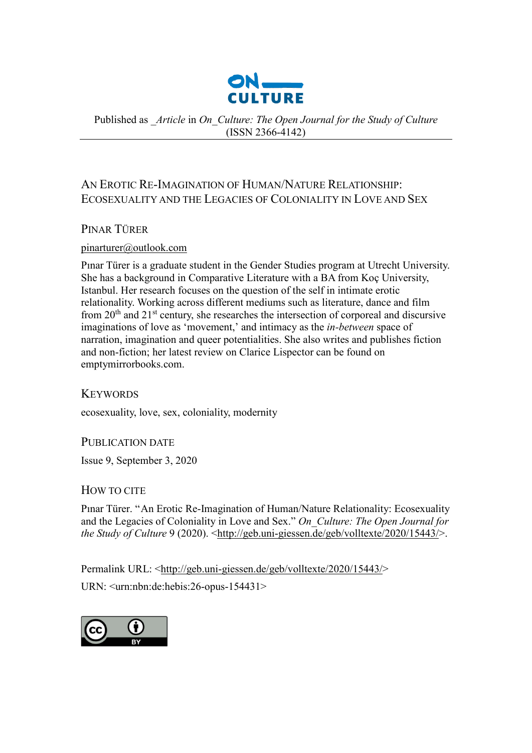ON CULTURE

Published as _Article in *On_Culture: The Open Journal for the Study of Culture* (ISSN 2366-4142)

# An Erotic Re-Imagination of Human/Nature Relationship: Ecosexuality and the Legacies of Coloniality in Love and Sex

## Pinar Türer

pinarturer@outlook.com

Pınar Türer is a graduate student in the Gender Studies program at Utrecht University. She has a background in Comparative Literature with a BA from Koç University, Istanbul. Her research focuses on the question of the self in intimate erotic relationality. Working across different mediums such as literature, dance and film from 20th and 21st century, she researches the intersection of corporeal and discursive imaginations of love as 'movement,' and intimacy as the *in-between* space of narration, imagination and queer potentialities. She also writes and publishes fiction and non-fiction; her latest review on Clarice Lispector can be found on emptymirrorbooks.com.

## Keywords

ecosexuality, love, sex, coloniality, modernity

## Publication Date

Issue 9, September 3, 2020

## How to Cite

Pınar Türer. "An Erotic Re-Imagination of Human/Nature Relationality: Ecosexuality and the Legacies of Coloniality in Love and Sex." *On_Culture: The Open Journal for the Study of Culture* 9 (2020). <http://geb.uni-giessen.de/geb/volltexte/2020/15443/>.

Permalink URL: <http://geb.uni-giessen.de/geb/volltexte/2020/15443/>

URN: <urn:nbn:de:hebis:26-opus-154431>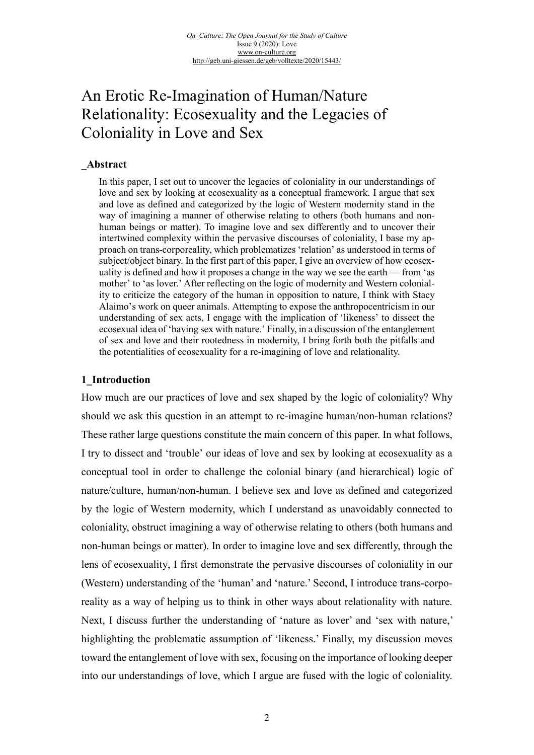# An Erotic Re-Imagination of Human/Nature Relationality: Ecosexuality and the Legacies of Coloniality in Love and Sex

## _Abstract

In this paper, I set out to uncover the legacies of coloniality in our understandings of love and sex by looking at ecosexuality as a conceptual framework. I argue that sex and love as defined and categorized by the logic of Western modernity stand in the way of imagining a manner of otherwise relating to others (both humans and non-human beings or matter). To imagine love and sex differently and to uncover their intertwined complexity within the pervasive discourses of coloniality, I base my approach on trans-corporeality, which problematizes 'relation' as understood in terms of subject/object binary. In the first part of this paper, I give an overview of how ecosexuality is defined and how it proposes a change in the way we see the earth — from 'as mother' to 'as lover.' After reflecting on the logic of modernity and Western coloniality to criticize the category of the human in opposition to nature, I think with Stacy Alaimo's work on queer animals. Attempting to expose the anthropocentricism in our understanding of sex acts, I engage with the implication of 'likeness' to dissect the ecosexual idea of 'having sex with nature.' Finally, in a discussion of the entanglement of sex and love and their rootedness in modernity, I bring forth both the pitfalls and the potentialities of ecosexuality for a re-imagining of love and relationality.

## 1_Introduction

How much are our practices of love and sex shaped by the logic of coloniality? Why should we ask this question in an attempt to re-imagine human/non-human relations? These rather large questions constitute the main concern of this paper. In what follows, I try to dissect and 'trouble' our ideas of love and sex by looking at ecosexuality as a conceptual tool in order to challenge the colonial binary (and hierarchical) logic of nature/culture, human/non-human. I believe sex and love as defined and categorized by the logic of Western modernity, which I understand as unavoidably connected to coloniality, obstruct imagining a way of otherwise relating to others (both humans and non-human beings or matter). In order to imagine love and sex differently, through the lens of ecosexuality, I first demonstrate the pervasive discourses of coloniality in our (Western) understanding of the 'human' and 'nature.' Second, I introduce trans-corporeality as a way of helping us to think in other ways about relationality with nature. Next, I discuss further the understanding of 'nature as lover' and 'sex with nature,' highlighting the problematic assumption of 'likeness.' Finally, my discussion moves toward the entanglement of love with sex, focusing on the importance of looking deeper into our understandings of love, which I argue are fused with the logic of coloniality.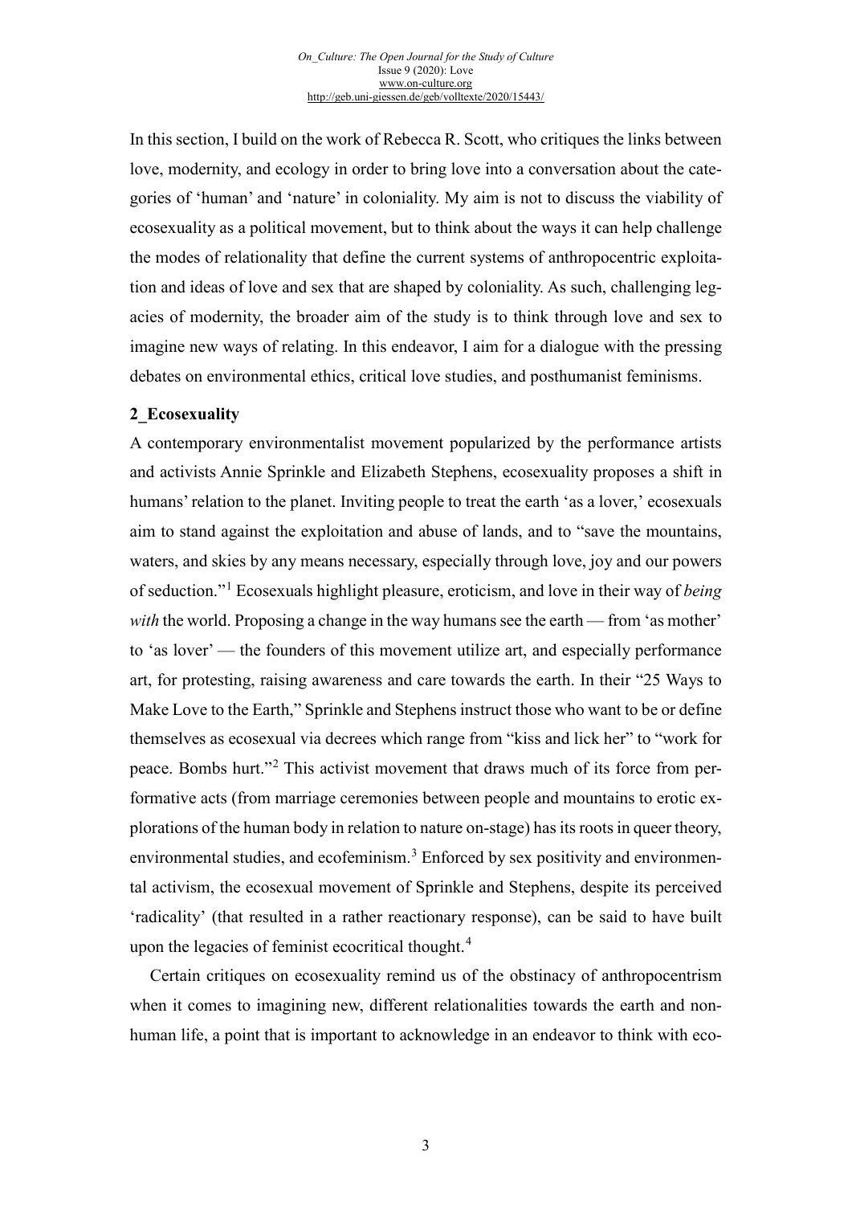In this section, I build on the work of Rebecca R. Scott, who critiques the links between love, modernity, and ecology in order to bring love into a conversation about the categories of 'human' and 'nature' in coloniality. My aim is not to discuss the viability of ecosexuality as a political movement, but to think about the ways it can help challenge the modes of relationality that define the current systems of anthropocentric exploitation and ideas of love and sex that are shaped by coloniality. As such, challenging legacies of modernity, the broader aim of the study is to think through love and sex to imagine new ways of relating. In this endeavor, I aim for a dialogue with the pressing debates on environmental ethics, critical love studies, and posthumanist feminisms.

## 2_Ecosexuality

A contemporary environmentalist movement popularized by the performance artists and activists Annie Sprinkle and Elizabeth Stephens, ecosexuality proposes a shift in humans' relation to the planet. Inviting people to treat the earth 'as a lover,' ecosexuals aim to stand against the exploitation and abuse of lands, and to "save the mountains, waters, and skies by any means necessary, especially through love, joy and our powers of seduction."[1] Ecosexuals highlight pleasure, eroticism, and love in their way of *being with* the world. Proposing a change in the way humans see the earth — from 'as mother' to 'as lover' — the founders of this movement utilize art, and especially performance art, for protesting, raising awareness and care towards the earth. In their "25 Ways to Make Love to the Earth," Sprinkle and Stephens instruct those who want to be or define themselves as ecosexual via decrees which range from "kiss and lick her" to "work for peace. Bombs hurt."[2] This activist movement that draws much of its force from performative acts (from marriage ceremonies between people and mountains to erotic explorations of the human body in relation to nature on-stage) has its roots in queer theory, environmental studies, and ecofeminism.[3] Enforced by sex positivity and environmental activism, the ecosexual movement of Sprinkle and Stephens, despite its perceived 'radicality' (that resulted in a rather reactionary response), can be said to have built upon the legacies of feminist ecocritical thought.[4]

Certain critiques on ecosexuality remind us of the obstinacy of anthropocentrism when it comes to imagining new, different relationalities towards the earth and non-human life, a point that is important to acknowledge in an endeavor to think with eco-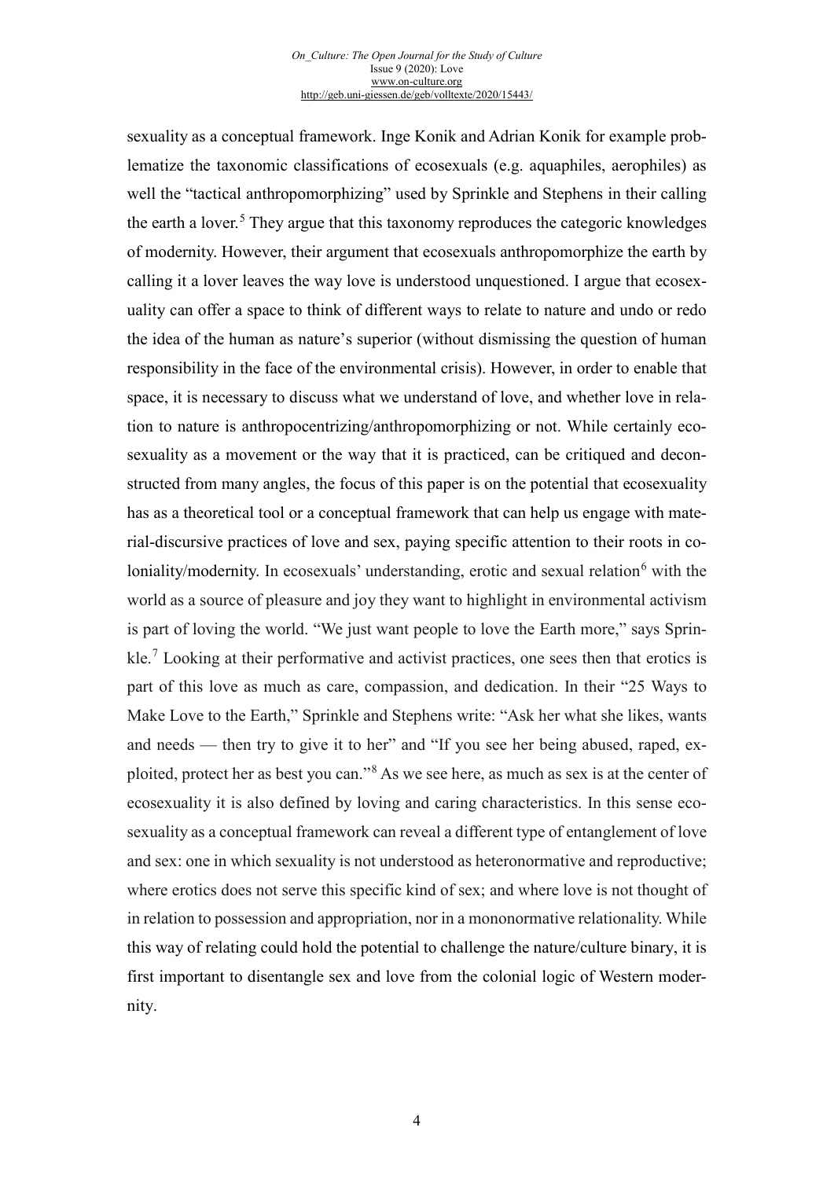sexuality as a conceptual framework. Inge Konik and Adrian Konik for example problematize the taxonomic classifications of ecosexuals (e.g. aquaphiles, aerophiles) as well the "tactical anthropomorphizing" used by Sprinkle and Stephens in their calling the earth a lover.[5] They argue that this taxonomy reproduces the categoric knowledges of modernity. However, their argument that ecosexuals anthropomorphize the earth by calling it a lover leaves the way love is understood unquestioned. I argue that ecosexuality can offer a space to think of different ways to relate to nature and undo or redo the idea of the human as nature's superior (without dismissing the question of human responsibility in the face of the environmental crisis). However, in order to enable that space, it is necessary to discuss what we understand of love, and whether love in relation to nature is anthropocentrizing/anthropomorphizing or not. While certainly ecosexuality as a movement or the way that it is practiced, can be critiqued and deconstructed from many angles, the focus of this paper is on the potential that ecosexuality has as a theoretical tool or a conceptual framework that can help us engage with material-discursive practices of love and sex, paying specific attention to their roots in coloniality/modernity. In ecosexuals' understanding, erotic and sexual relation[6] with the world as a source of pleasure and joy they want to highlight in environmental activism is part of loving the world. "We just want people to love the Earth more," says Sprinkle.[7] Looking at their performative and activist practices, one sees then that erotics is part of this love as much as care, compassion, and dedication. In their "25 Ways to Make Love to the Earth," Sprinkle and Stephens write: "Ask her what she likes, wants and needs — then try to give it to her" and "If you see her being abused, raped, exploited, protect her as best you can."[8] As we see here, as much as sex is at the center of ecosexuality it is also defined by loving and caring characteristics. In this sense ecosexuality as a conceptual framework can reveal a different type of entanglement of love and sex: one in which sexuality is not understood as heteronormative and reproductive; where erotics does not serve this specific kind of sex; and where love is not thought of in relation to possession and appropriation, nor in a mononormative relationality. While this way of relating could hold the potential to challenge the nature/culture binary, it is first important to disentangle sex and love from the colonial logic of Western modernity.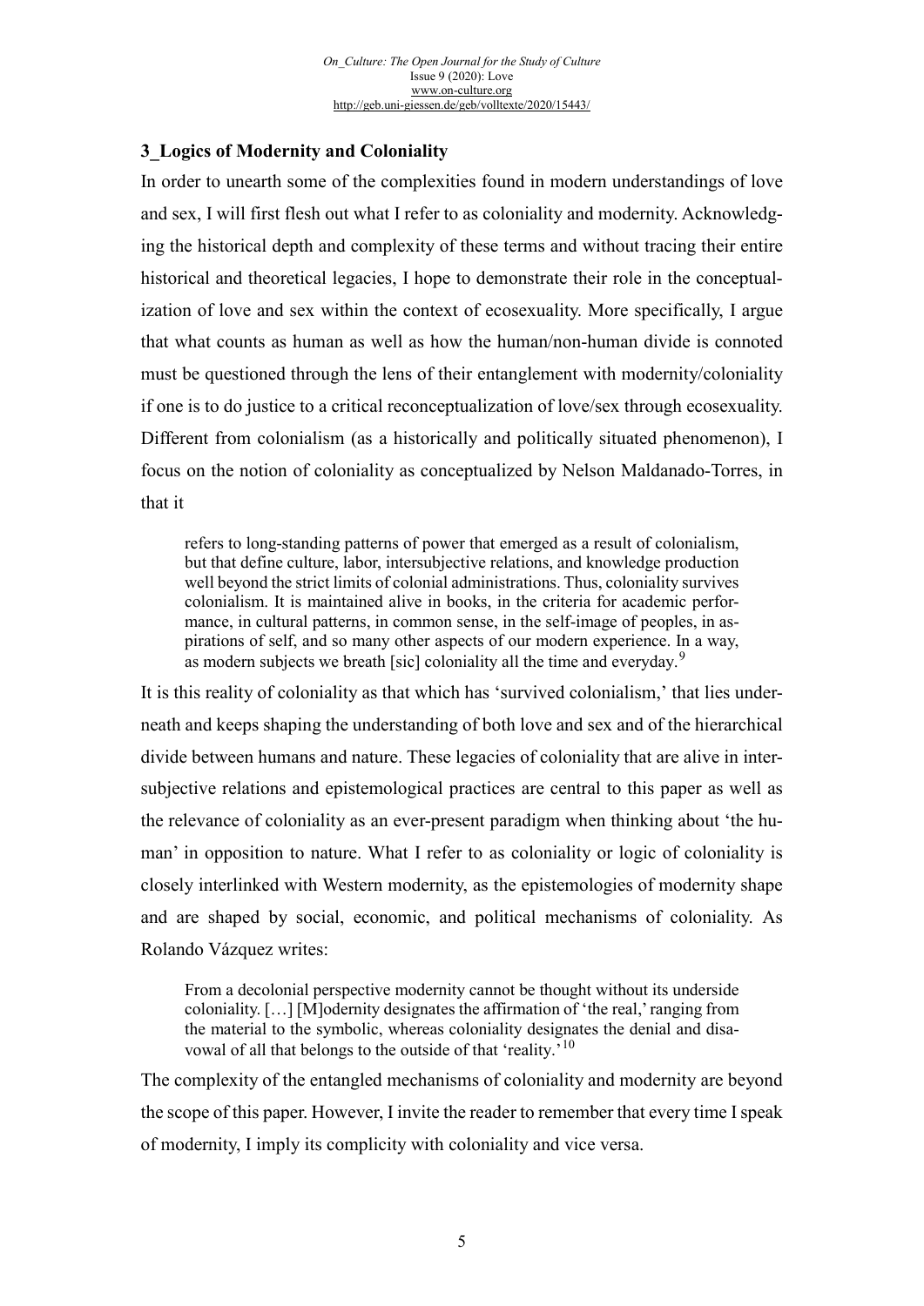### 3_Logics of Modernity and Coloniality

In order to unearth some of the complexities found in modern understandings of love and sex, I will first flesh out what I refer to as coloniality and modernity. Acknowledging the historical depth and complexity of these terms and without tracing their entire historical and theoretical legacies, I hope to demonstrate their role in the conceptualization of love and sex within the context of ecosexuality. More specifically, I argue that what counts as human as well as how the human/non-human divide is connoted must be questioned through the lens of their entanglement with modernity/coloniality if one is to do justice to a critical reconceptualization of love/sex through ecosexuality. Different from colonialism (as a historically and politically situated phenomenon), I focus on the notion of coloniality as conceptualized by Nelson Maldanado-Torres, in that it

> refers to long-standing patterns of power that emerged as a result of colonialism, but that define culture, labor, intersubjective relations, and knowledge production well beyond the strict limits of colonial administrations. Thus, coloniality survives colonialism. It is maintained alive in books, in the criteria for academic performance, in cultural patterns, in common sense, in the self-image of peoples, in aspirations of self, and so many other aspects of our modern experience. In a way, as modern subjects we breath [sic] coloniality all the time and everyday.[9]

It is this reality of coloniality as that which has 'survived colonialism,' that lies underneath and keeps shaping the understanding of both love and sex and of the hierarchical divide between humans and nature. These legacies of coloniality that are alive in intersubjective relations and epistemological practices are central to this paper as well as the relevance of coloniality as an ever-present paradigm when thinking about 'the human' in opposition to nature. What I refer to as coloniality or logic of coloniality is closely interlinked with Western modernity, as the epistemologies of modernity shape and are shaped by social, economic, and political mechanisms of coloniality. As Rolando Vázquez writes:

> From a decolonial perspective modernity cannot be thought without its underside coloniality. […] [M]odernity designates the affirmation of 'the real,' ranging from the material to the symbolic, whereas coloniality designates the denial and disavowal of all that belongs to the outside of that 'reality.'[10]

The complexity of the entangled mechanisms of coloniality and modernity are beyond the scope of this paper. However, I invite the reader to remember that every time I speak of modernity, I imply its complicity with coloniality and vice versa.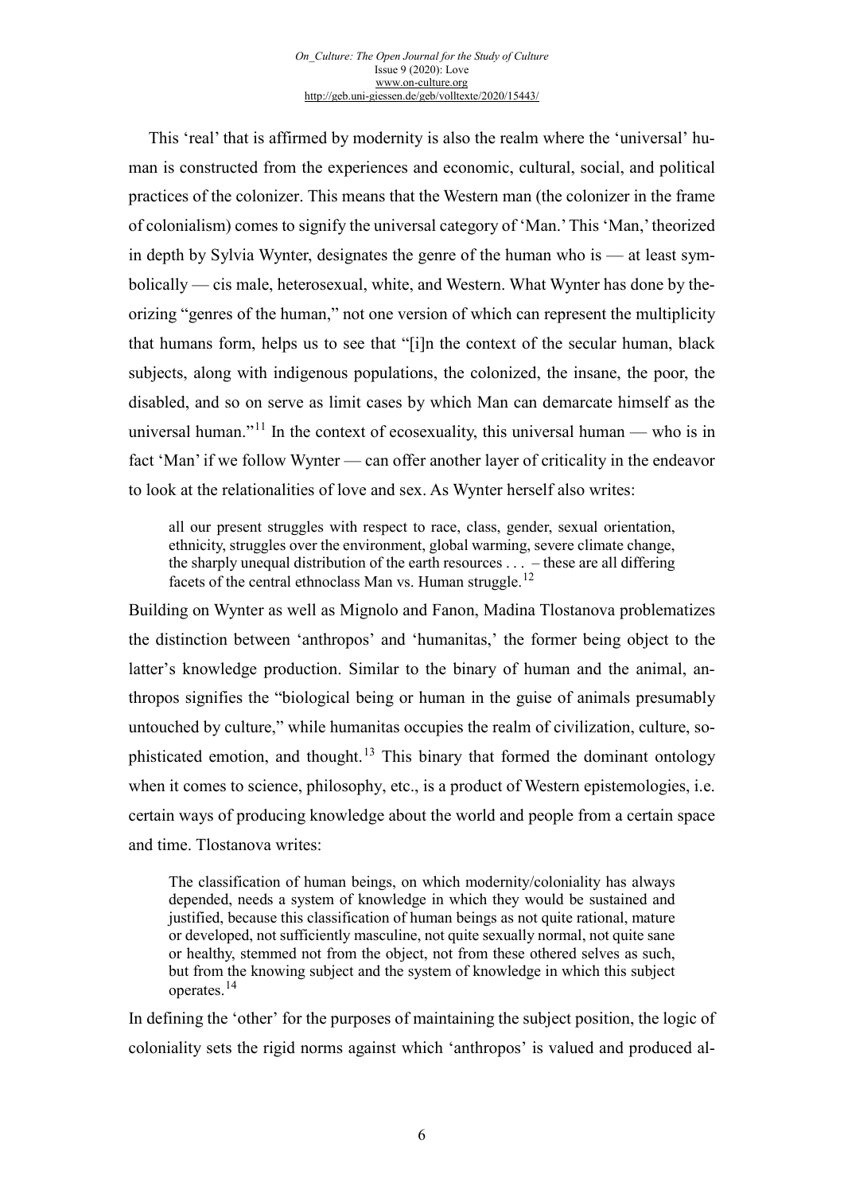This 'real' that is affirmed by modernity is also the realm where the 'universal' human is constructed from the experiences and economic, cultural, social, and political practices of the colonizer. This means that the Western man (the colonizer in the frame of colonialism) comes to signify the universal category of 'Man.' This 'Man,' theorized in depth by Sylvia Wynter, designates the genre of the human who is — at least symbolically — cis male, heterosexual, white, and Western. What Wynter has done by theorizing "genres of the human," not one version of which can represent the multiplicity that humans form, helps us to see that "[i]n the context of the secular human, black subjects, along with indigenous populations, the colonized, the insane, the poor, the disabled, and so on serve as limit cases by which Man can demarcate himself as the universal human."[11] In the context of ecosexuality, this universal human — who is in fact 'Man' if we follow Wynter — can offer another layer of criticality in the endeavor to look at the relationalities of love and sex. As Wynter herself also writes:

> all our present struggles with respect to race, class, gender, sexual orientation, ethnicity, struggles over the environment, global warming, severe climate change, the sharply unequal distribution of the earth resources . . . – these are all differing facets of the central ethnoclass Man vs. Human struggle.[12]

Building on Wynter as well as Mignolo and Fanon, Madina Tlostanova problematizes the distinction between 'anthropos' and 'humanitas,' the former being object to the latter's knowledge production. Similar to the binary of human and the animal, anthropos signifies the "biological being or human in the guise of animals presumably untouched by culture," while humanitas occupies the realm of civilization, culture, sophisticated emotion, and thought.[13] This binary that formed the dominant ontology when it comes to science, philosophy, etc., is a product of Western epistemologies, i.e. certain ways of producing knowledge about the world and people from a certain space and time. Tlostanova writes:

> The classification of human beings, on which modernity/coloniality has always depended, needs a system of knowledge in which they would be sustained and justified, because this classification of human beings as not quite rational, mature or developed, not sufficiently masculine, not quite sexually normal, not quite sane or healthy, stemmed not from the object, not from these othered selves as such, but from the knowing subject and the system of knowledge in which this subject operates.[14]

In defining the 'other' for the purposes of maintaining the subject position, the logic of coloniality sets the rigid norms against which 'anthropos' is valued and produced al-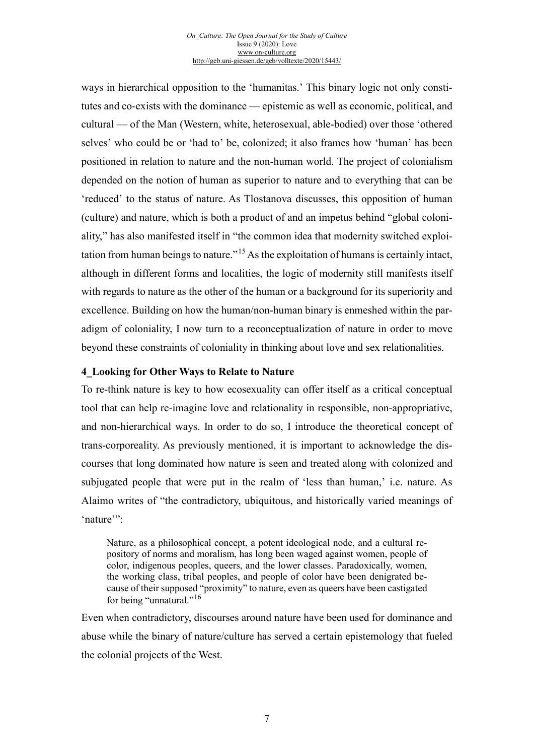ways in hierarchical opposition to the 'humanitas.' This binary logic not only constitutes and co-exists with the dominance — epistemic as well as economic, political, and cultural — of the Man (Western, white, heterosexual, able-bodied) over those 'othered selves' who could be or 'had to' be, colonized; it also frames how 'human' has been positioned in relation to nature and the non-human world. The project of colonialism depended on the notion of human as superior to nature and to everything that can be 'reduced' to the status of nature. As Tlostanova discusses, this opposition of human (culture) and nature, which is both a product of and an impetus behind "global coloniality," has also manifested itself in "the common idea that modernity switched exploitation from human beings to nature."[15] As the exploitation of humans is certainly intact, although in different forms and localities, the logic of modernity still manifests itself with regards to nature as the other of the human or a background for its superiority and excellence. Building on how the human/non-human binary is enmeshed within the paradigm of coloniality, I now turn to a reconceptualization of nature in order to move beyond these constraints of coloniality in thinking about love and sex relationalities.

## 4_Looking for Other Ways to Relate to Nature

To re-think nature is key to how ecosexuality can offer itself as a critical conceptual tool that can help re-imagine love and relationality in responsible, non-appropriative, and non-hierarchical ways. In order to do so, I introduce the theoretical concept of trans-corporeality. As previously mentioned, it is important to acknowledge the discourses that long dominated how nature is seen and treated along with colonized and subjugated people that were put in the realm of 'less than human,' i.e. nature. As Alaimo writes of "the contradictory, ubiquitous, and historically varied meanings of 'nature'":

> Nature, as a philosophical concept, a potent ideological node, and a cultural repository of norms and moralism, has long been waged against women, people of color, indigenous peoples, queers, and the lower classes. Paradoxically, women, the working class, tribal peoples, and people of color have been denigrated because of their supposed "proximity" to nature, even as queers have been castigated for being "unnatural."[16]

Even when contradictory, discourses around nature have been used for dominance and abuse while the binary of nature/culture has served a certain epistemology that fueled the colonial projects of the West.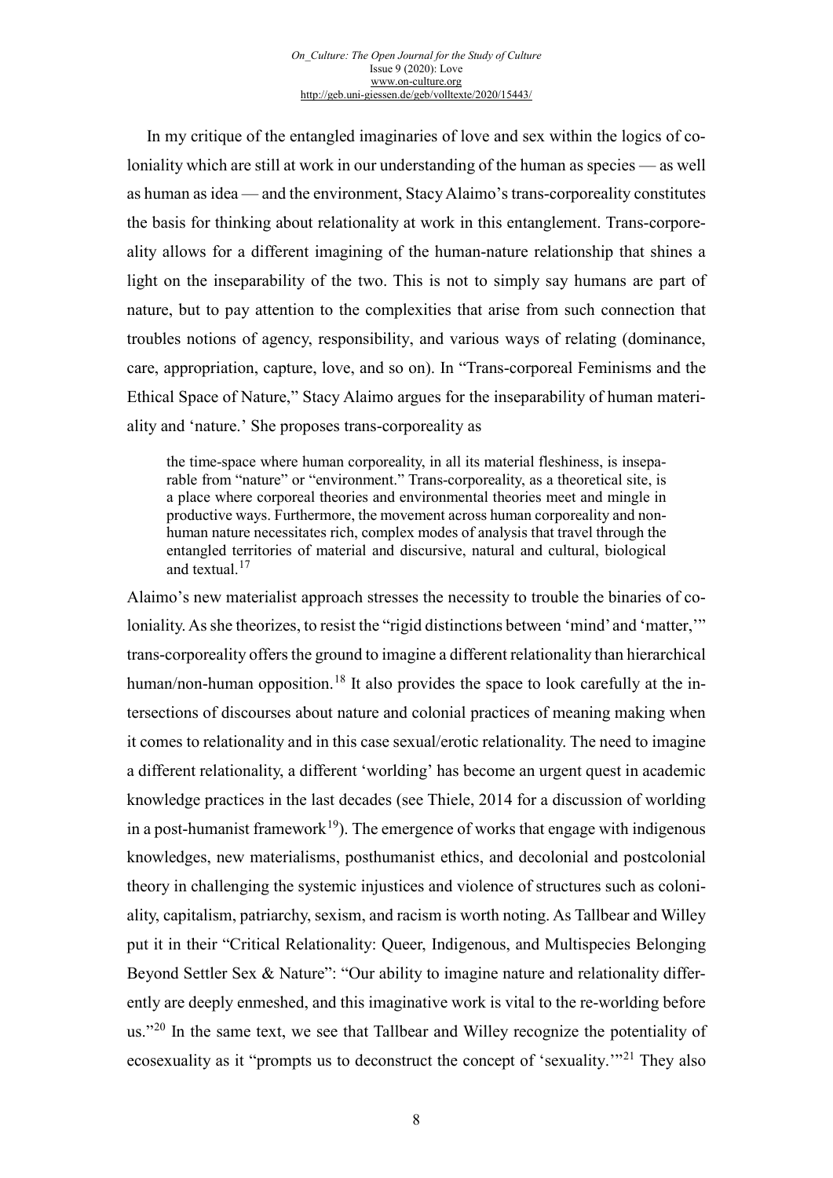In my critique of the entangled imaginaries of love and sex within the logics of coloniality which are still at work in our understanding of the human as species — as well as human as idea — and the environment, Stacy Alaimo's trans-corporeality constitutes the basis for thinking about relationality at work in this entanglement. Trans-corporeality allows for a different imagining of the human-nature relationship that shines a light on the inseparability of the two. This is not to simply say humans are part of nature, but to pay attention to the complexities that arise from such connection that troubles notions of agency, responsibility, and various ways of relating (dominance, care, appropriation, capture, love, and so on). In "Trans-corporeal Feminisms and the Ethical Space of Nature," Stacy Alaimo argues for the inseparability of human materiality and 'nature.' She proposes trans-corporeality as

> the time-space where human corporeality, in all its material fleshiness, is inseparable from "nature" or "environment." Trans-corporeality, as a theoretical site, is a place where corporeal theories and environmental theories meet and mingle in productive ways. Furthermore, the movement across human corporeality and nonhuman nature necessitates rich, complex modes of analysis that travel through the entangled territories of material and discursive, natural and cultural, biological and textual.[17]

Alaimo's new materialist approach stresses the necessity to trouble the binaries of coloniality. As she theorizes, to resist the "rigid distinctions between 'mind' and 'matter,'" trans-corporeality offers the ground to imagine a different relationality than hierarchical human/non-human opposition.[18] It also provides the space to look carefully at the intersections of discourses about nature and colonial practices of meaning making when it comes to relationality and in this case sexual/erotic relationality. The need to imagine a different relationality, a different 'worlding' has become an urgent quest in academic knowledge practices in the last decades (see Thiele, 2014 for a discussion of worlding in a post-humanist framework[19]). The emergence of works that engage with indigenous knowledges, new materialisms, posthumanist ethics, and decolonial and postcolonial theory in challenging the systemic injustices and violence of structures such as coloniality, capitalism, patriarchy, sexism, and racism is worth noting. As Tallbear and Willey put it in their "Critical Relationality: Queer, Indigenous, and Multispecies Belonging Beyond Settler Sex & Nature": "Our ability to imagine nature and relationality differently are deeply enmeshed, and this imaginative work is vital to the re-worlding before us."[20] In the same text, we see that Tallbear and Willey recognize the potentiality of ecosexuality as it "prompts us to deconstruct the concept of 'sexuality.'"[21] They also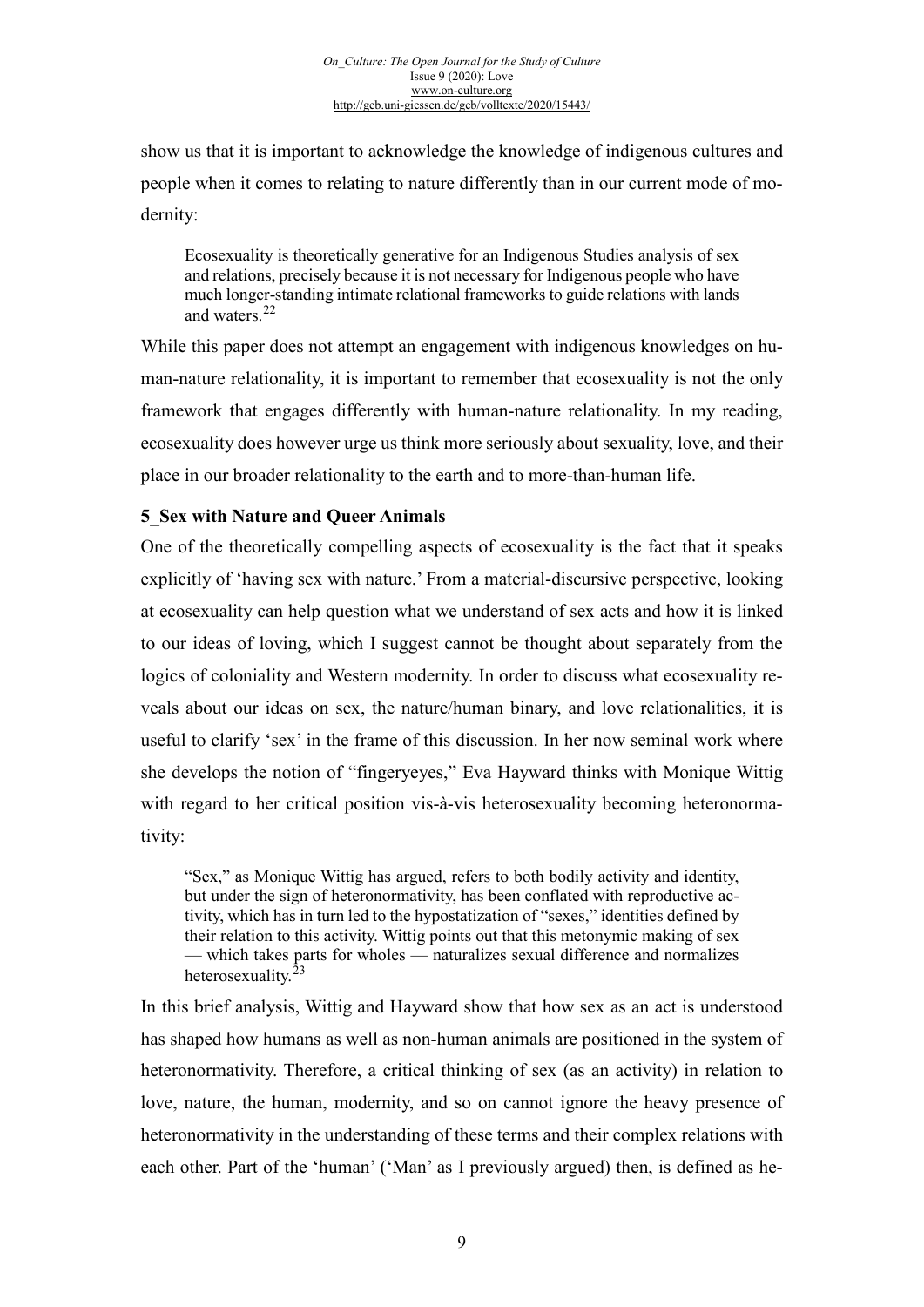show us that it is important to acknowledge the knowledge of indigenous cultures and people when it comes to relating to nature differently than in our current mode of modernity:

> Ecosexuality is theoretically generative for an Indigenous Studies analysis of sex and relations, precisely because it is not necessary for Indigenous people who have much longer-standing intimate relational frameworks to guide relations with lands and waters.[22]

While this paper does not attempt an engagement with indigenous knowledges on human-nature relationality, it is important to remember that ecosexuality is not the only framework that engages differently with human-nature relationality. In my reading, ecosexuality does however urge us think more seriously about sexuality, love, and their place in our broader relationality to the earth and to more-than-human life.

## 5_Sex with Nature and Queer Animals

One of the theoretically compelling aspects of ecosexuality is the fact that it speaks explicitly of 'having sex with nature.' From a material-discursive perspective, looking at ecosexuality can help question what we understand of sex acts and how it is linked to our ideas of loving, which I suggest cannot be thought about separately from the logics of coloniality and Western modernity. In order to discuss what ecosexuality reveals about our ideas on sex, the nature/human binary, and love relationalities, it is useful to clarify 'sex' in the frame of this discussion. In her now seminal work where she develops the notion of "fingeryeyes," Eva Hayward thinks with Monique Wittig with regard to her critical position vis-à-vis heterosexuality becoming heteronormativity:

> "Sex," as Monique Wittig has argued, refers to both bodily activity and identity, but under the sign of heteronormativity, has been conflated with reproductive activity, which has in turn led to the hypostatization of "sexes," identities defined by their relation to this activity. Wittig points out that this metonymic making of sex — which takes parts for wholes — naturalizes sexual difference and normalizes heterosexuality.[23]

In this brief analysis, Wittig and Hayward show that how sex as an act is understood has shaped how humans as well as non-human animals are positioned in the system of heteronormativity. Therefore, a critical thinking of sex (as an activity) in relation to love, nature, the human, modernity, and so on cannot ignore the heavy presence of heteronormativity in the understanding of these terms and their complex relations with each other. Part of the 'human' ('Man' as I previously argued) then, is defined as he-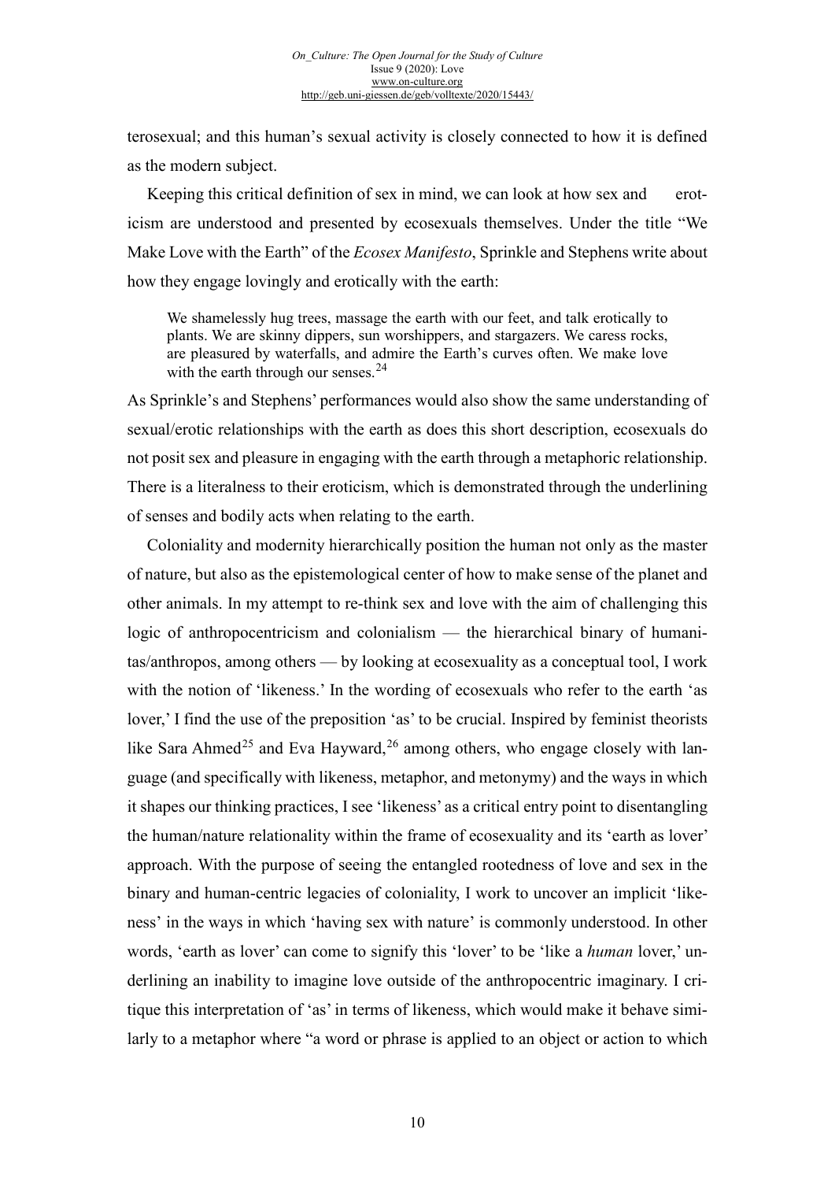terosexual; and this human's sexual activity is closely connected to how it is defined as the modern subject.

Keeping this critical definition of sex in mind, we can look at how sex and eroticism are understood and presented by ecosexuals themselves. Under the title "We Make Love with the Earth" of the *Ecosex Manifesto*, Sprinkle and Stephens write about how they engage lovingly and erotically with the earth:

> We shamelessly hug trees, massage the earth with our feet, and talk erotically to plants. We are skinny dippers, sun worshippers, and stargazers. We caress rocks, are pleasured by waterfalls, and admire the Earth's curves often. We make love with the earth through our senses.[24]

As Sprinkle's and Stephens' performances would also show the same understanding of sexual/erotic relationships with the earth as does this short description, ecosexuals do not posit sex and pleasure in engaging with the earth through a metaphoric relationship. There is a literalness to their eroticism, which is demonstrated through the underlining of senses and bodily acts when relating to the earth.

Coloniality and modernity hierarchically position the human not only as the master of nature, but also as the epistemological center of how to make sense of the planet and other animals. In my attempt to re-think sex and love with the aim of challenging this logic of anthropocentricism and colonialism — the hierarchical binary of humanitas/anthropos, among others — by looking at ecosexuality as a conceptual tool, I work with the notion of 'likeness.' In the wording of ecosexuals who refer to the earth 'as lover,' I find the use of the preposition 'as' to be crucial. Inspired by feminist theorists like Sara Ahmed[25] and Eva Hayward,[26] among others, who engage closely with language (and specifically with likeness, metaphor, and metonymy) and the ways in which it shapes our thinking practices, I see 'likeness' as a critical entry point to disentangling the human/nature relationality within the frame of ecosexuality and its 'earth as lover' approach. With the purpose of seeing the entangled rootedness of love and sex in the binary and human-centric legacies of coloniality, I work to uncover an implicit 'likeness' in the ways in which 'having sex with nature' is commonly understood. In other words, 'earth as lover' can come to signify this 'lover' to be 'like a *human* lover,' underlining an inability to imagine love outside of the anthropocentric imaginary. I critique this interpretation of 'as' in terms of likeness, which would make it behave similarly to a metaphor where "a word or phrase is applied to an object or action to which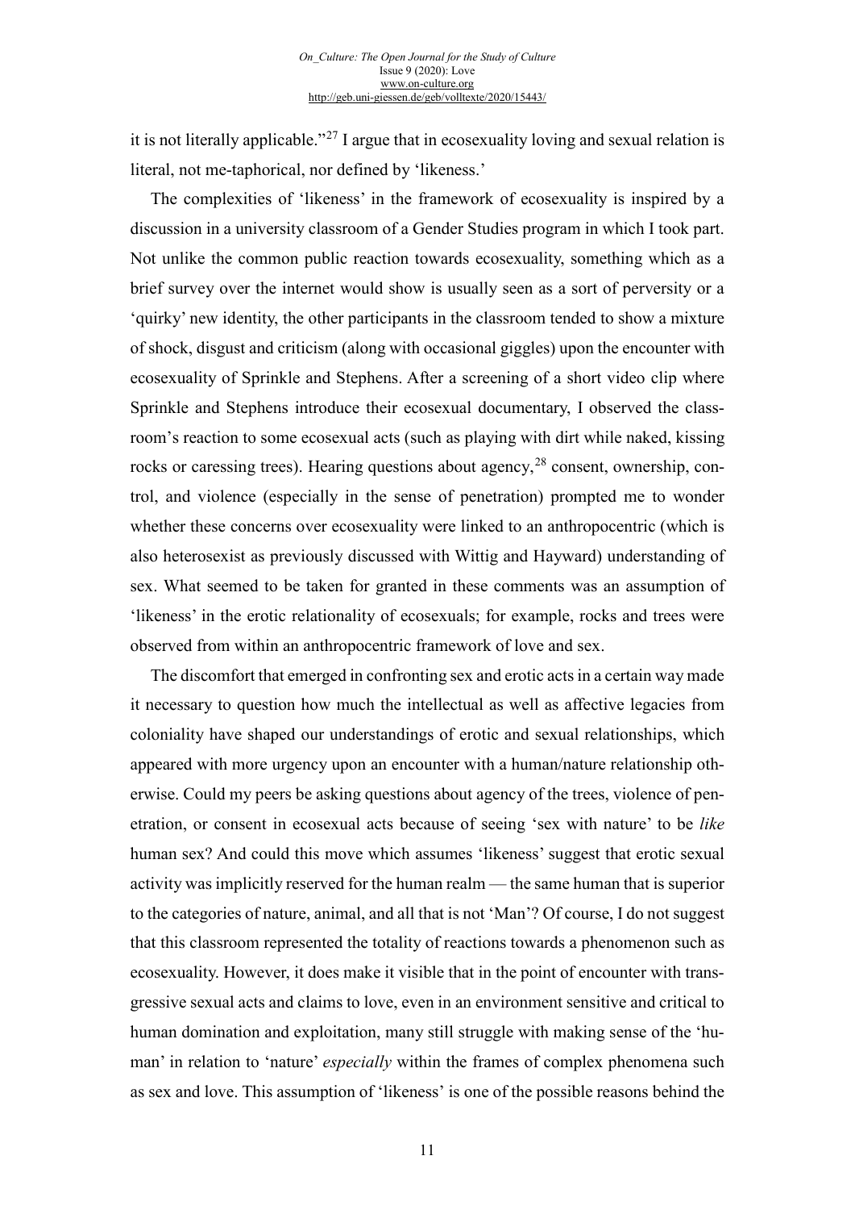it is not literally applicable."[27] I argue that in ecosexuality loving and sexual relation is literal, not me-taphorical, nor defined by 'likeness.'

The complexities of 'likeness' in the framework of ecosexuality is inspired by a discussion in a university classroom of a Gender Studies program in which I took part. Not unlike the common public reaction towards ecosexuality, something which as a brief survey over the internet would show is usually seen as a sort of perversity or a 'quirky' new identity, the other participants in the classroom tended to show a mixture of shock, disgust and criticism (along with occasional giggles) upon the encounter with ecosexuality of Sprinkle and Stephens. After a screening of a short video clip where Sprinkle and Stephens introduce their ecosexual documentary, I observed the classroom's reaction to some ecosexual acts (such as playing with dirt while naked, kissing rocks or caressing trees). Hearing questions about agency,[28] consent, ownership, control, and violence (especially in the sense of penetration) prompted me to wonder whether these concerns over ecosexuality were linked to an anthropocentric (which is also heterosexist as previously discussed with Wittig and Hayward) understanding of sex. What seemed to be taken for granted in these comments was an assumption of 'likeness' in the erotic relationality of ecosexuals; for example, rocks and trees were observed from within an anthropocentric framework of love and sex.

The discomfort that emerged in confronting sex and erotic acts in a certain way made it necessary to question how much the intellectual as well as affective legacies from coloniality have shaped our understandings of erotic and sexual relationships, which appeared with more urgency upon an encounter with a human/nature relationship otherwise. Could my peers be asking questions about agency of the trees, violence of penetration, or consent in ecosexual acts because of seeing 'sex with nature' to be *like* human sex? And could this move which assumes 'likeness' suggest that erotic sexual activity was implicitly reserved for the human realm — the same human that is superior to the categories of nature, animal, and all that is not 'Man'? Of course, I do not suggest that this classroom represented the totality of reactions towards a phenomenon such as ecosexuality. However, it does make it visible that in the point of encounter with transgressive sexual acts and claims to love, even in an environment sensitive and critical to human domination and exploitation, many still struggle with making sense of the 'human' in relation to 'nature' *especially* within the frames of complex phenomena such as sex and love. This assumption of 'likeness' is one of the possible reasons behind the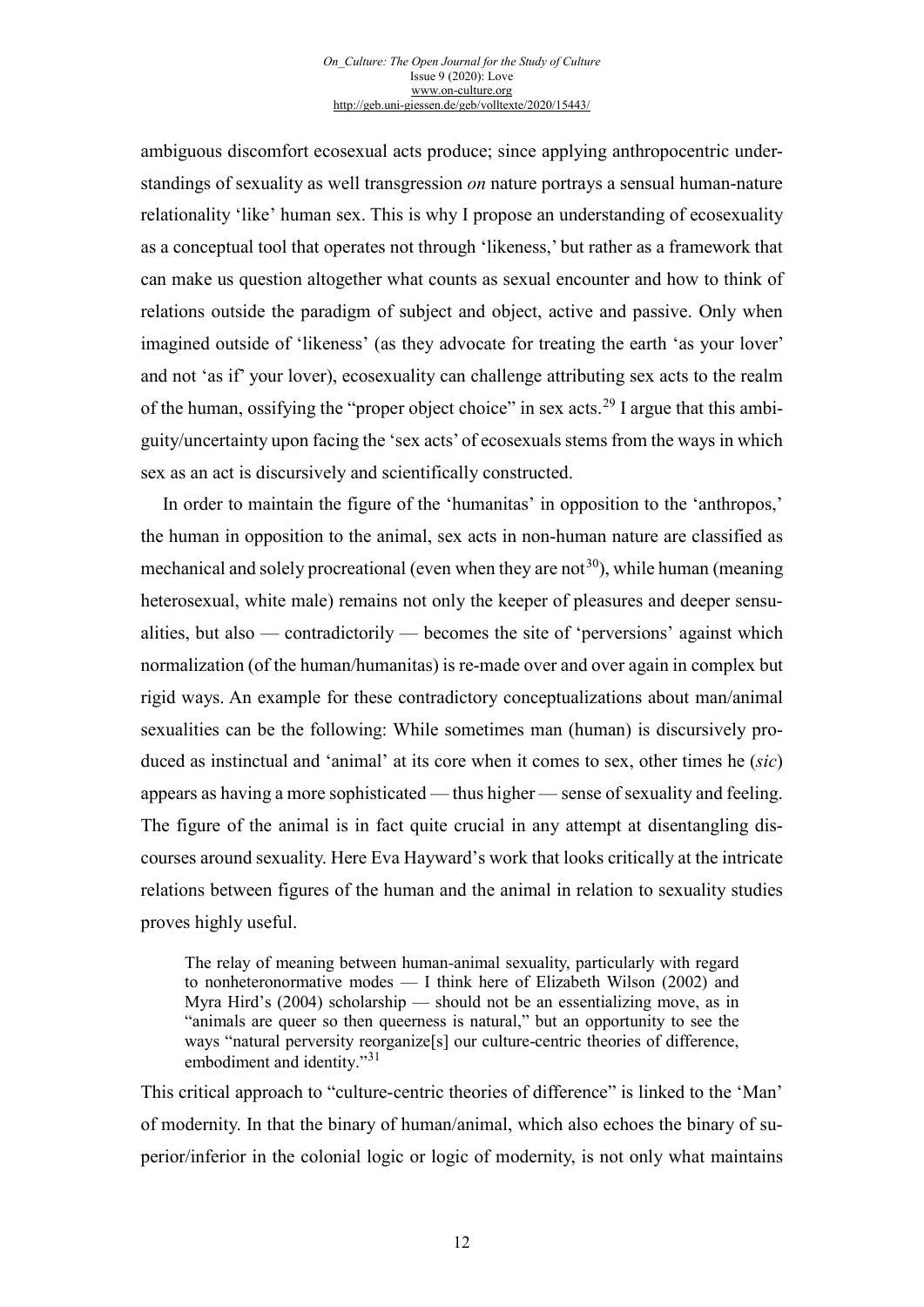ambiguous discomfort ecosexual acts produce; since applying anthropocentric understandings of sexuality as well transgression *on* nature portrays a sensual human-nature relationality 'like' human sex. This is why I propose an understanding of ecosexuality as a conceptual tool that operates not through 'likeness,' but rather as a framework that can make us question altogether what counts as sexual encounter and how to think of relations outside the paradigm of subject and object, active and passive. Only when imagined outside of 'likeness' (as they advocate for treating the earth 'as your lover' and not 'as if' your lover), ecosexuality can challenge attributing sex acts to the realm of the human, ossifying the "proper object choice" in sex acts.[29] I argue that this ambiguity/uncertainty upon facing the 'sex acts' of ecosexuals stems from the ways in which sex as an act is discursively and scientifically constructed.

In order to maintain the figure of the 'humanitas' in opposition to the 'anthropos,' the human in opposition to the animal, sex acts in non-human nature are classified as mechanical and solely procreational (even when they are not[30]), while human (meaning heterosexual, white male) remains not only the keeper of pleasures and deeper sensualities, but also — contradictorily — becomes the site of 'perversions' against which normalization (of the human/humanitas) is re-made over and over again in complex but rigid ways. An example for these contradictory conceptualizations about man/animal sexualities can be the following: While sometimes man (human) is discursively produced as instinctual and 'animal' at its core when it comes to sex, other times he (*sic*) appears as having a more sophisticated — thus higher — sense of sexuality and feeling. The figure of the animal is in fact quite crucial in any attempt at disentangling discourses around sexuality. Here Eva Hayward's work that looks critically at the intricate relations between figures of the human and the animal in relation to sexuality studies proves highly useful.

> The relay of meaning between human-animal sexuality, particularly with regard to nonheteronormative modes — I think here of Elizabeth Wilson (2002) and Myra Hird's (2004) scholarship — should not be an essentializing move, as in "animals are queer so then queerness is natural," but an opportunity to see the ways "natural perversity reorganize[s] our culture-centric theories of difference, embodiment and identity."[31]

This critical approach to "culture-centric theories of difference" is linked to the 'Man' of modernity. In that the binary of human/animal, which also echoes the binary of superior/inferior in the colonial logic or logic of modernity, is not only what maintains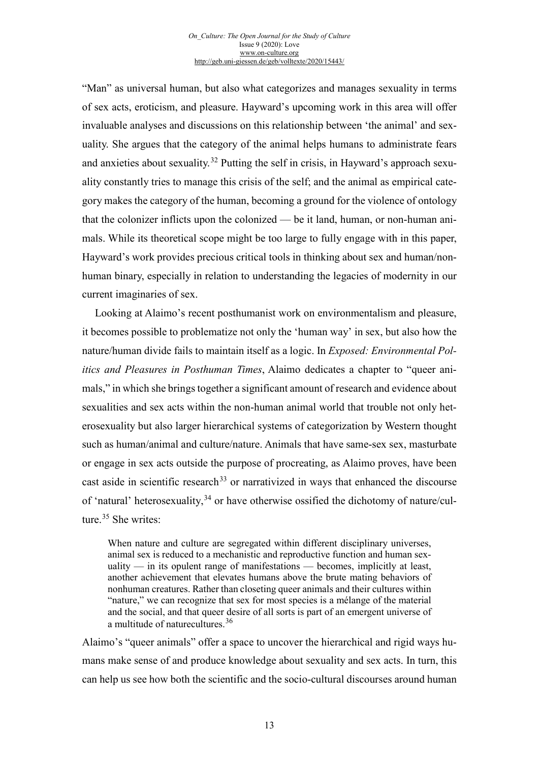"Man" as universal human, but also what categorizes and manages sexuality in terms of sex acts, eroticism, and pleasure. Hayward's upcoming work in this area will offer invaluable analyses and discussions on this relationship between 'the animal' and sexuality. She argues that the category of the animal helps humans to administrate fears and anxieties about sexuality.[32] Putting the self in crisis, in Hayward's approach sexuality constantly tries to manage this crisis of the self; and the animal as empirical category makes the category of the human, becoming a ground for the violence of ontology that the colonizer inflicts upon the colonized — be it land, human, or non-human animals. While its theoretical scope might be too large to fully engage with in this paper, Hayward's work provides precious critical tools in thinking about sex and human/non-human binary, especially in relation to understanding the legacies of modernity in our current imaginaries of sex.

Looking at Alaimo's recent posthumanist work on environmentalism and pleasure, it becomes possible to problematize not only the 'human way' in sex, but also how the nature/human divide fails to maintain itself as a logic. In *Exposed: Environmental Politics and Pleasures in Posthuman Times*, Alaimo dedicates a chapter to "queer animals," in which she brings together a significant amount of research and evidence about sexualities and sex acts within the non-human animal world that trouble not only heterosexuality but also larger hierarchical systems of categorization by Western thought such as human/animal and culture/nature. Animals that have same-sex sex, masturbate or engage in sex acts outside the purpose of procreating, as Alaimo proves, have been cast aside in scientific research[33] or narrativized in ways that enhanced the discourse of 'natural' heterosexuality,[34] or have otherwise ossified the dichotomy of nature/culture.[35] She writes:

> When nature and culture are segregated within different disciplinary universes, animal sex is reduced to a mechanistic and reproductive function and human sexuality — in its opulent range of manifestations — becomes, implicitly at least, another achievement that elevates humans above the brute mating behaviors of nonhuman creatures. Rather than closeting queer animals and their cultures within "nature," we can recognize that sex for most species is a mélange of the material and the social, and that queer desire of all sorts is part of an emergent universe of a multitude of naturecultures.[36]

Alaimo's "queer animals" offer a space to uncover the hierarchical and rigid ways humans make sense of and produce knowledge about sexuality and sex acts. In turn, this can help us see how both the scientific and the socio-cultural discourses around human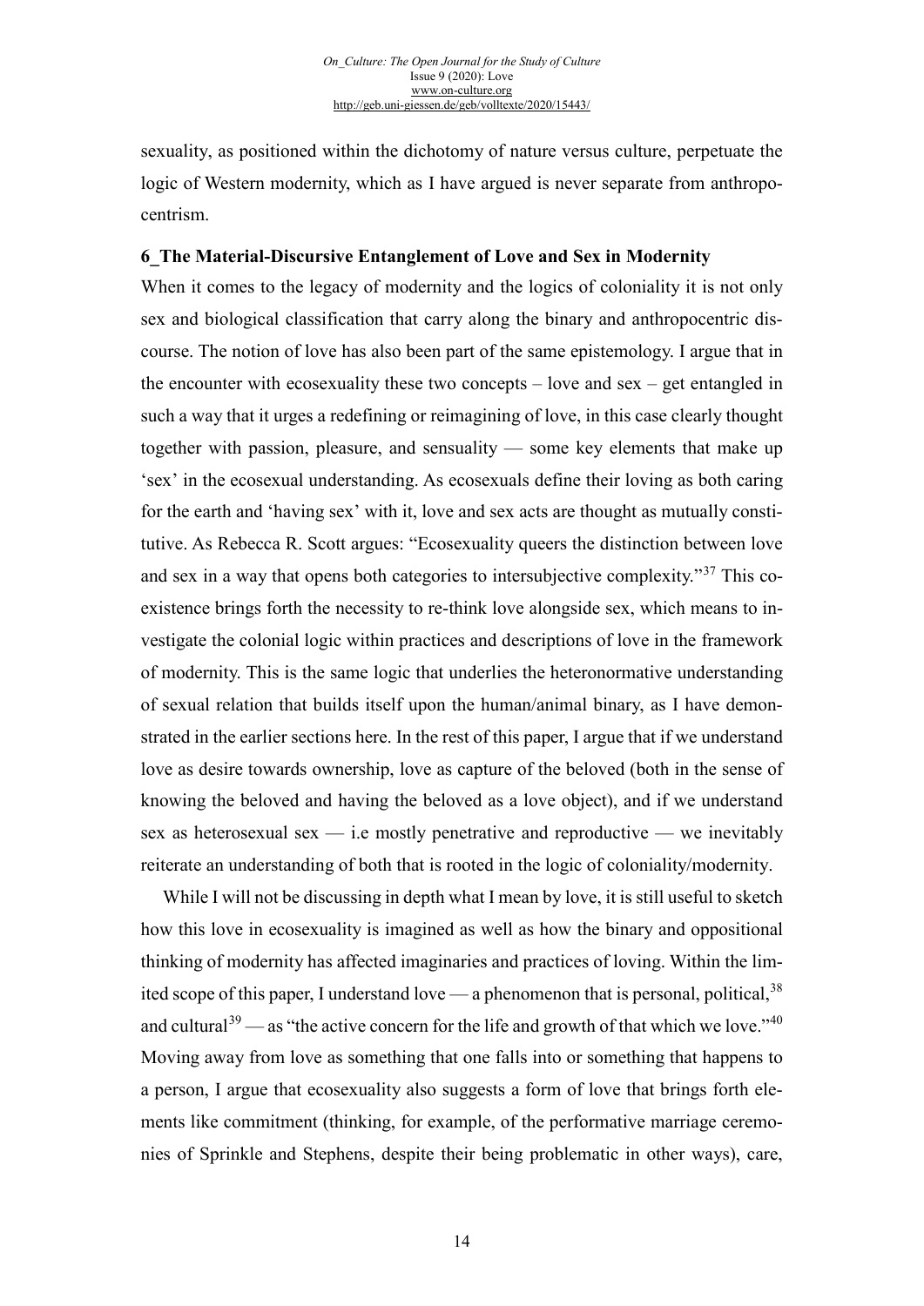sexuality, as positioned within the dichotomy of nature versus culture, perpetuate the logic of Western modernity, which as I have argued is never separate from anthropocentrism.

## 6_The Material-Discursive Entanglement of Love and Sex in Modernity

When it comes to the legacy of modernity and the logics of coloniality it is not only sex and biological classification that carry along the binary and anthropocentric discourse. The notion of love has also been part of the same epistemology. I argue that in the encounter with ecosexuality these two concepts – love and sex – get entangled in such a way that it urges a redefining or reimagining of love, in this case clearly thought together with passion, pleasure, and sensuality — some key elements that make up 'sex' in the ecosexual understanding. As ecosexuals define their loving as both caring for the earth and 'having sex' with it, love and sex acts are thought as mutually constitutive. As Rebecca R. Scott argues: "Ecosexuality queers the distinction between love and sex in a way that opens both categories to intersubjective complexity."[37] This coexistence brings forth the necessity to re-think love alongside sex, which means to investigate the colonial logic within practices and descriptions of love in the framework of modernity. This is the same logic that underlies the heteronormative understanding of sexual relation that builds itself upon the human/animal binary, as I have demonstrated in the earlier sections here. In the rest of this paper, I argue that if we understand love as desire towards ownership, love as capture of the beloved (both in the sense of knowing the beloved and having the beloved as a love object), and if we understand sex as heterosexual sex — i.e mostly penetrative and reproductive — we inevitably reiterate an understanding of both that is rooted in the logic of coloniality/modernity.

While I will not be discussing in depth what I mean by love, it is still useful to sketch how this love in ecosexuality is imagined as well as how the binary and oppositional thinking of modernity has affected imaginaries and practices of loving. Within the limited scope of this paper, I understand love — a phenomenon that is personal, political,[38] and cultural[39] — as "the active concern for the life and growth of that which we love."[40] Moving away from love as something that one falls into or something that happens to a person, I argue that ecosexuality also suggests a form of love that brings forth elements like commitment (thinking, for example, of the performative marriage ceremonies of Sprinkle and Stephens, despite their being problematic in other ways), care,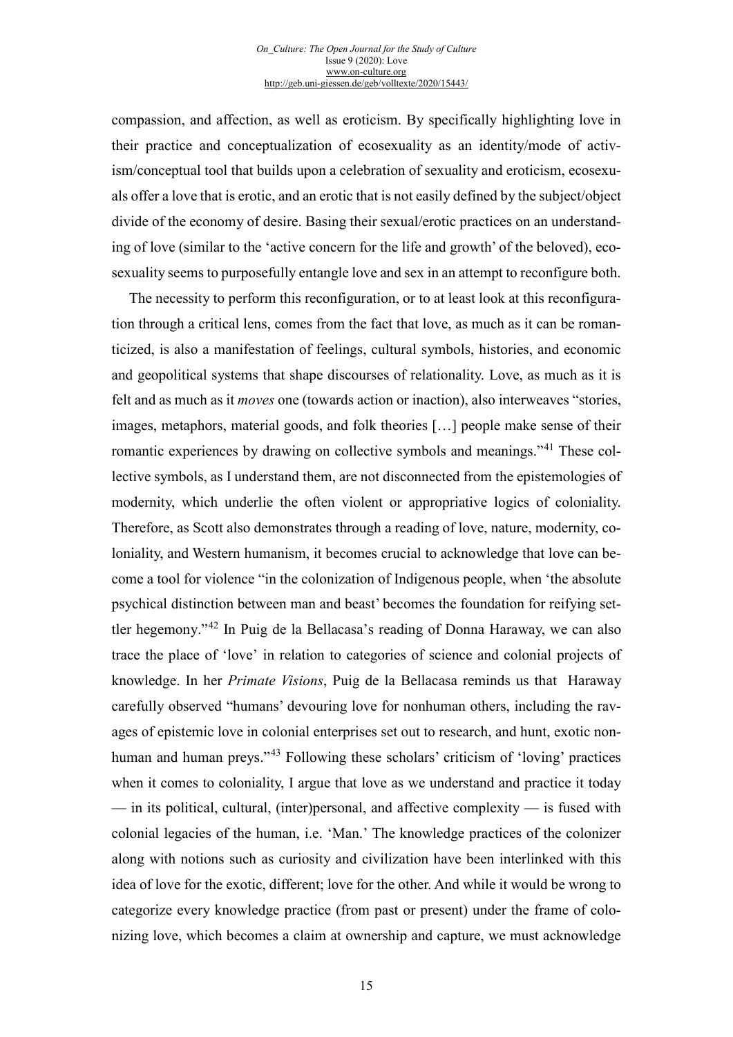compassion, and affection, as well as eroticism. By specifically highlighting love in their practice and conceptualization of ecosexuality as an identity/mode of activism/conceptual tool that builds upon a celebration of sexuality and eroticism, ecosexuals offer a love that is erotic, and an erotic that is not easily defined by the subject/object divide of the economy of desire. Basing their sexual/erotic practices on an understanding of love (similar to the 'active concern for the life and growth' of the beloved), ecosexuality seems to purposefully entangle love and sex in an attempt to reconfigure both.

The necessity to perform this reconfiguration, or to at least look at this reconfiguration through a critical lens, comes from the fact that love, as much as it can be romanticized, is also a manifestation of feelings, cultural symbols, histories, and economic and geopolitical systems that shape discourses of relationality. Love, as much as it is felt and as much as it *moves* one (towards action or inaction), also interweaves "stories, images, metaphors, material goods, and folk theories […] people make sense of their romantic experiences by drawing on collective symbols and meanings."[41] These collective symbols, as I understand them, are not disconnected from the epistemologies of modernity, which underlie the often violent or appropriative logics of coloniality. Therefore, as Scott also demonstrates through a reading of love, nature, modernity, coloniality, and Western humanism, it becomes crucial to acknowledge that love can become a tool for violence "in the colonization of Indigenous people, when 'the absolute psychical distinction between man and beast' becomes the foundation for reifying settler hegemony."[42] In Puig de la Bellacasa's reading of Donna Haraway, we can also trace the place of 'love' in relation to categories of science and colonial projects of knowledge. In her *Primate Visions*, Puig de la Bellacasa reminds us that Haraway carefully observed "humans' devouring love for nonhuman others, including the ravages of epistemic love in colonial enterprises set out to research, and hunt, exotic nonhuman and human preys."[43] Following these scholars' criticism of 'loving' practices when it comes to coloniality, I argue that love as we understand and practice it today — in its political, cultural, (inter)personal, and affective complexity — is fused with colonial legacies of the human, i.e. 'Man.' The knowledge practices of the colonizer along with notions such as curiosity and civilization have been interlinked with this idea of love for the exotic, different; love for the other. And while it would be wrong to categorize every knowledge practice (from past or present) under the frame of colonizing love, which becomes a claim at ownership and capture, we must acknowledge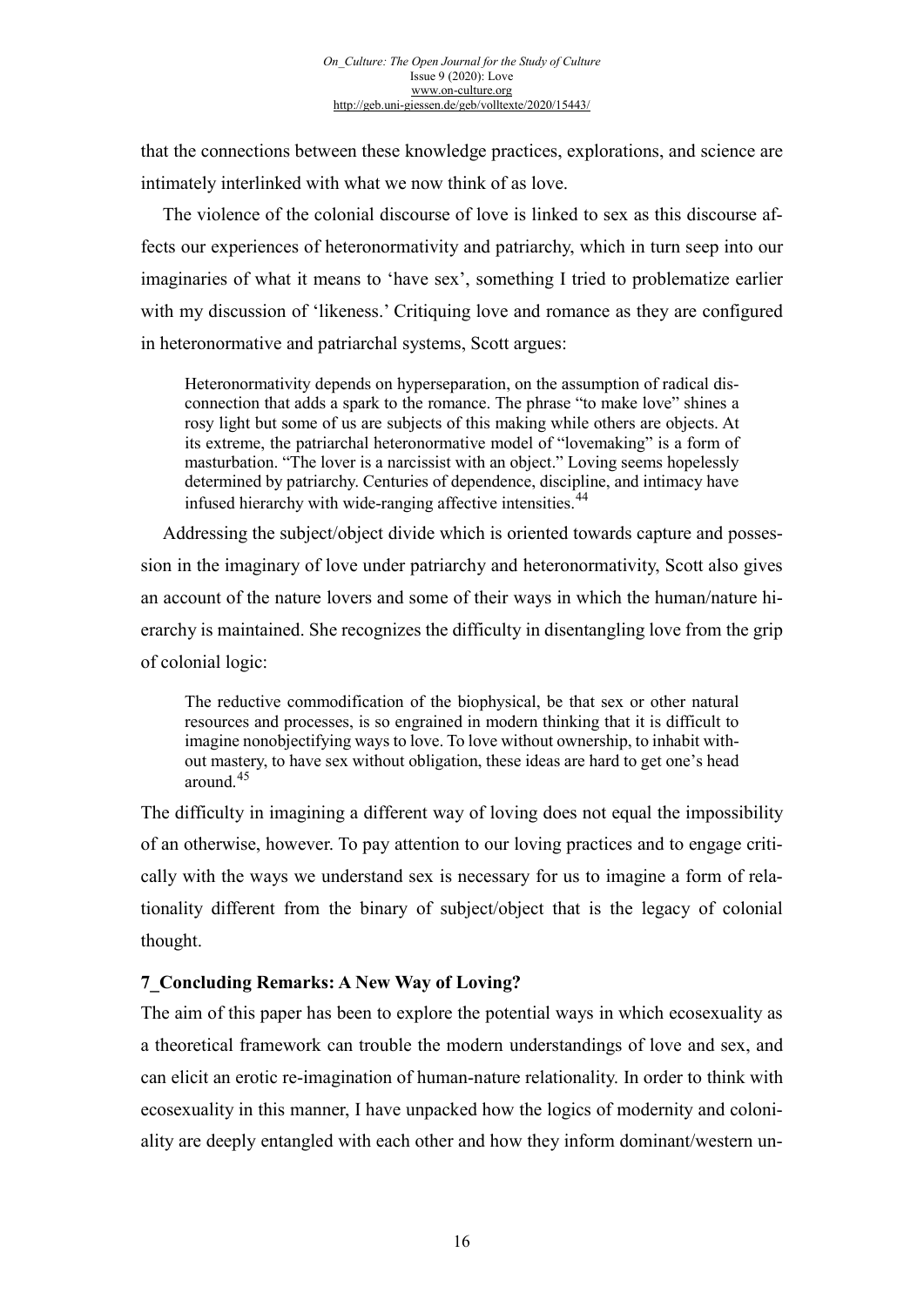that the connections between these knowledge practices, explorations, and science are intimately interlinked with what we now think of as love.

The violence of the colonial discourse of love is linked to sex as this discourse affects our experiences of heteronormativity and patriarchy, which in turn seep into our imaginaries of what it means to 'have sex', something I tried to problematize earlier with my discussion of 'likeness.' Critiquing love and romance as they are configured in heteronormative and patriarchal systems, Scott argues:

> Heteronormativity depends on hyperseparation, on the assumption of radical disconnection that adds a spark to the romance. The phrase "to make love" shines a rosy light but some of us are subjects of this making while others are objects. At its extreme, the patriarchal heteronormative model of "lovemaking" is a form of masturbation. "The lover is a narcissist with an object." Loving seems hopelessly determined by patriarchy. Centuries of dependence, discipline, and intimacy have infused hierarchy with wide-ranging affective intensities.[44]

Addressing the subject/object divide which is oriented towards capture and possession in the imaginary of love under patriarchy and heteronormativity, Scott also gives an account of the nature lovers and some of their ways in which the human/nature hierarchy is maintained. She recognizes the difficulty in disentangling love from the grip of colonial logic:

> The reductive commodification of the biophysical, be that sex or other natural resources and processes, is so engrained in modern thinking that it is difficult to imagine nonobjectifying ways to love. To love without ownership, to inhabit without mastery, to have sex without obligation, these ideas are hard to get one's head around.[45]

The difficulty in imagining a different way of loving does not equal the impossibility of an otherwise, however. To pay attention to our loving practices and to engage critically with the ways we understand sex is necessary for us to imagine a form of relationality different from the binary of subject/object that is the legacy of colonial thought.

## 7_Concluding Remarks: A New Way of Loving?

The aim of this paper has been to explore the potential ways in which ecosexuality as a theoretical framework can trouble the modern understandings of love and sex, and can elicit an erotic re-imagination of human-nature relationality. In order to think with ecosexuality in this manner, I have unpacked how the logics of modernity and coloniality are deeply entangled with each other and how they inform dominant/western un-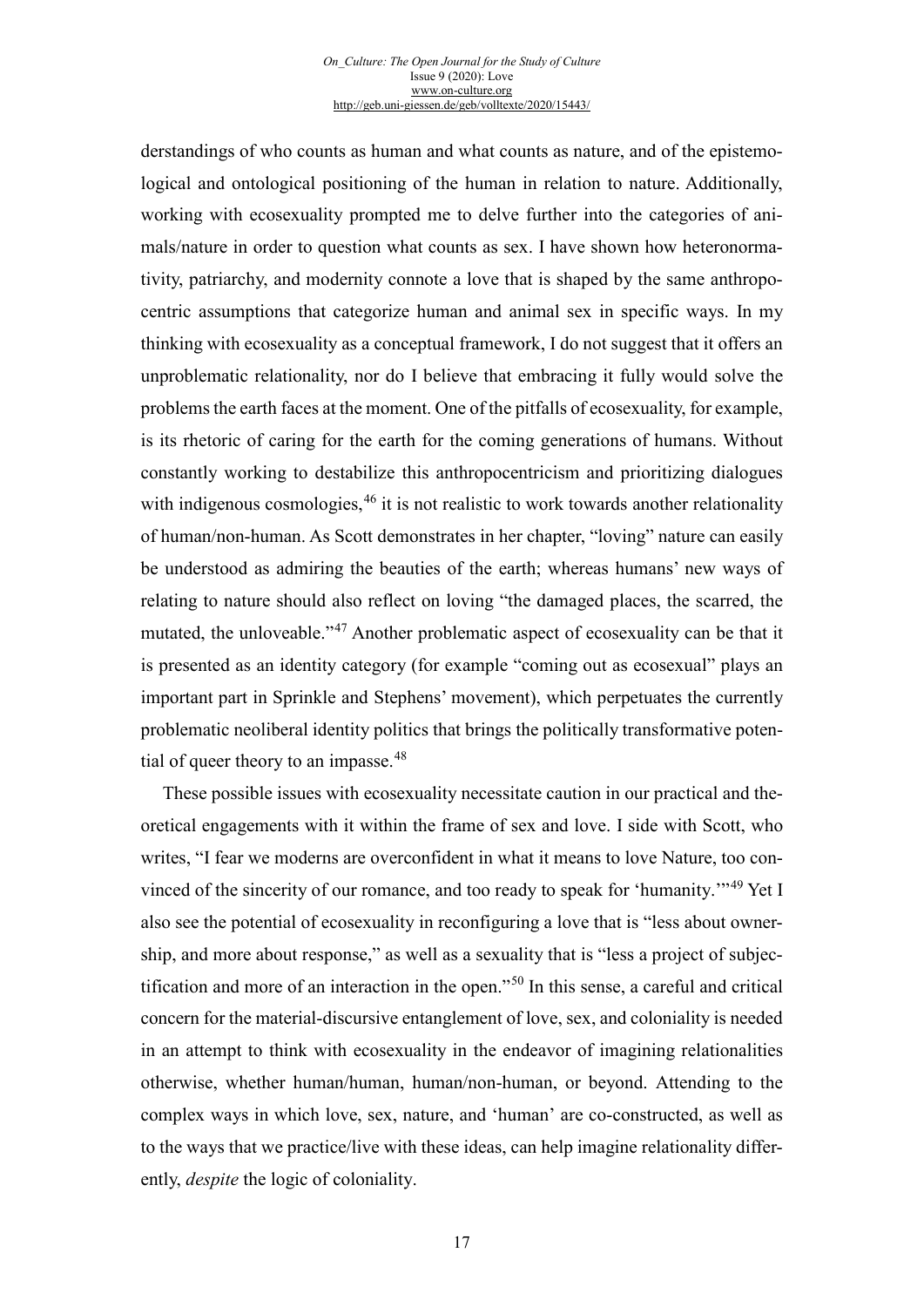derstandings of who counts as human and what counts as nature, and of the epistemological and ontological positioning of the human in relation to nature. Additionally, working with ecosexuality prompted me to delve further into the categories of animals/nature in order to question what counts as sex. I have shown how heteronormativity, patriarchy, and modernity connote a love that is shaped by the same anthropocentric assumptions that categorize human and animal sex in specific ways. In my thinking with ecosexuality as a conceptual framework, I do not suggest that it offers an unproblematic relationality, nor do I believe that embracing it fully would solve the problems the earth faces at the moment. One of the pitfalls of ecosexuality, for example, is its rhetoric of caring for the earth for the coming generations of humans. Without constantly working to destabilize this anthropocentricism and prioritizing dialogues with indigenous cosmologies,[46] it is not realistic to work towards another relationality of human/non-human. As Scott demonstrates in her chapter, "loving" nature can easily be understood as admiring the beauties of the earth; whereas humans' new ways of relating to nature should also reflect on loving "the damaged places, the scarred, the mutated, the unloveable."[47] Another problematic aspect of ecosexuality can be that it is presented as an identity category (for example "coming out as ecosexual" plays an important part in Sprinkle and Stephens' movement), which perpetuates the currently problematic neoliberal identity politics that brings the politically transformative potential of queer theory to an impasse.[48]

These possible issues with ecosexuality necessitate caution in our practical and theoretical engagements with it within the frame of sex and love. I side with Scott, who writes, "I fear we moderns are overconfident in what it means to love Nature, too convinced of the sincerity of our romance, and too ready to speak for 'humanity.'"[49] Yet I also see the potential of ecosexuality in reconfiguring a love that is "less about ownership, and more about response," as well as a sexuality that is "less a project of subjectification and more of an interaction in the open."[50] In this sense, a careful and critical concern for the material-discursive entanglement of love, sex, and coloniality is needed in an attempt to think with ecosexuality in the endeavor of imagining relationalities otherwise, whether human/human, human/non-human, or beyond. Attending to the complex ways in which love, sex, nature, and 'human' are co-constructed, as well as to the ways that we practice/live with these ideas, can help imagine relationality differently, *despite* the logic of coloniality.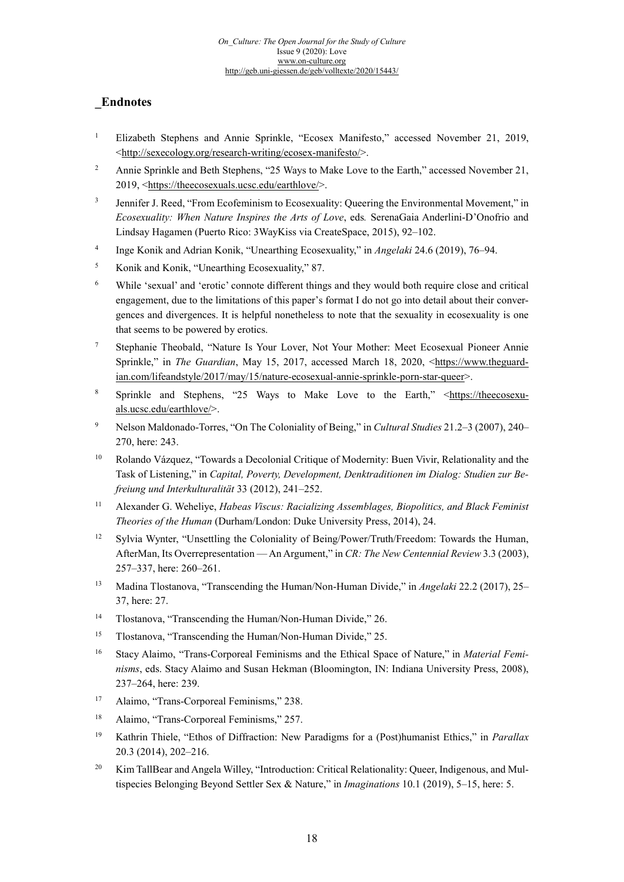## _Endnotes

[1] Elizabeth Stephens and Annie Sprinkle, "Ecosex Manifesto," accessed November 21, 2019, <http://sexecology.org/research-writing/ecosex-manifesto/>.

[2] Annie Sprinkle and Beth Stephens, "25 Ways to Make Love to the Earth," accessed November 21, 2019, <https://theecosexuals.ucsc.edu/earthlove/>.

[3] Jennifer J. Reed, "From Ecofeminism to Ecosexuality: Queering the Environmental Movement," in *Ecosexuality: When Nature Inspires the Arts of Love*, eds*.* SerenaGaia Anderlini-D'Onofrio and Lindsay Hagamen (Puerto Rico: 3WayKiss via CreateSpace, 2015), 92–102.

[4] Inge Konik and Adrian Konik, "Unearthing Ecosexuality," in *Angelaki* 24.6 (2019), 76–94.

[5] Konik and Konik, "Unearthing Ecosexuality," 87.

[6] While 'sexual' and 'erotic' connote different things and they would both require close and critical engagement, due to the limitations of this paper's format I do not go into detail about their convergences and divergences. It is helpful nonetheless to note that the sexuality in ecosexuality is one that seems to be powered by erotics.

[7] Stephanie Theobald, "Nature Is Your Lover, Not Your Mother: Meet Ecosexual Pioneer Annie Sprinkle," in *The Guardian*, May 15, 2017, accessed March 18, 2020, <https://www.theguardian.com/lifeandstyle/2017/may/15/nature-ecosexual-annie-sprinkle-porn-star-queer>.

[8] Sprinkle and Stephens, "25 Ways to Make Love to the Earth," <https://theecosexuals.ucsc.edu/earthlove/>.

[9] Nelson Maldonado-Torres, "On The Coloniality of Being," in *Cultural Studies* 21.2–3 (2007), 240–270, here: 243.

[10] Rolando Vázquez, "Towards a Decolonial Critique of Modernity: Buen Vivir, Relationality and the Task of Listening," in *Capital, Poverty, Development, Denktraditionen im Dialog: Studien zur Befreiung und Interkulturalität* 33 (2012), 241–252.

[11] Alexander G. Weheliye, *Habeas Viscus: Racializing Assemblages, Biopolitics, and Black Feminist Theories of the Human* (Durham/London: Duke University Press, 2014), 24.

[12] Sylvia Wynter, "Unsettling the Coloniality of Being/Power/Truth/Freedom: Towards the Human, AfterMan, Its Overrepresentation — An Argument," in *CR: The New Centennial Review* 3.3 (2003), 257–337, here: 260–261.

[13] Madina Tlostanova, "Transcending the Human/Non-Human Divide," in *Angelaki* 22.2 (2017), 25–37, here: 27.

[14] Tlostanova, "Transcending the Human/Non-Human Divide," 26.

[15] Tlostanova, "Transcending the Human/Non-Human Divide," 25.

[16] Stacy Alaimo, "Trans-Corporeal Feminisms and the Ethical Space of Nature," in *Material Feminisms*, eds. Stacy Alaimo and Susan Hekman (Bloomington, IN: Indiana University Press, 2008), 237–264, here: 239.

[17] Alaimo, "Trans-Corporeal Feminisms," 238.

[18] Alaimo, "Trans-Corporeal Feminisms," 257.

[19] Kathrin Thiele, "Ethos of Diffraction: New Paradigms for a (Post)humanist Ethics," in *Parallax* 20.3 (2014), 202–216.

[20] Kim TallBear and Angela Willey, "Introduction: Critical Relationality: Queer, Indigenous, and Multispecies Belonging Beyond Settler Sex & Nature," in *Imaginations* 10.1 (2019), 5–15, here: 5.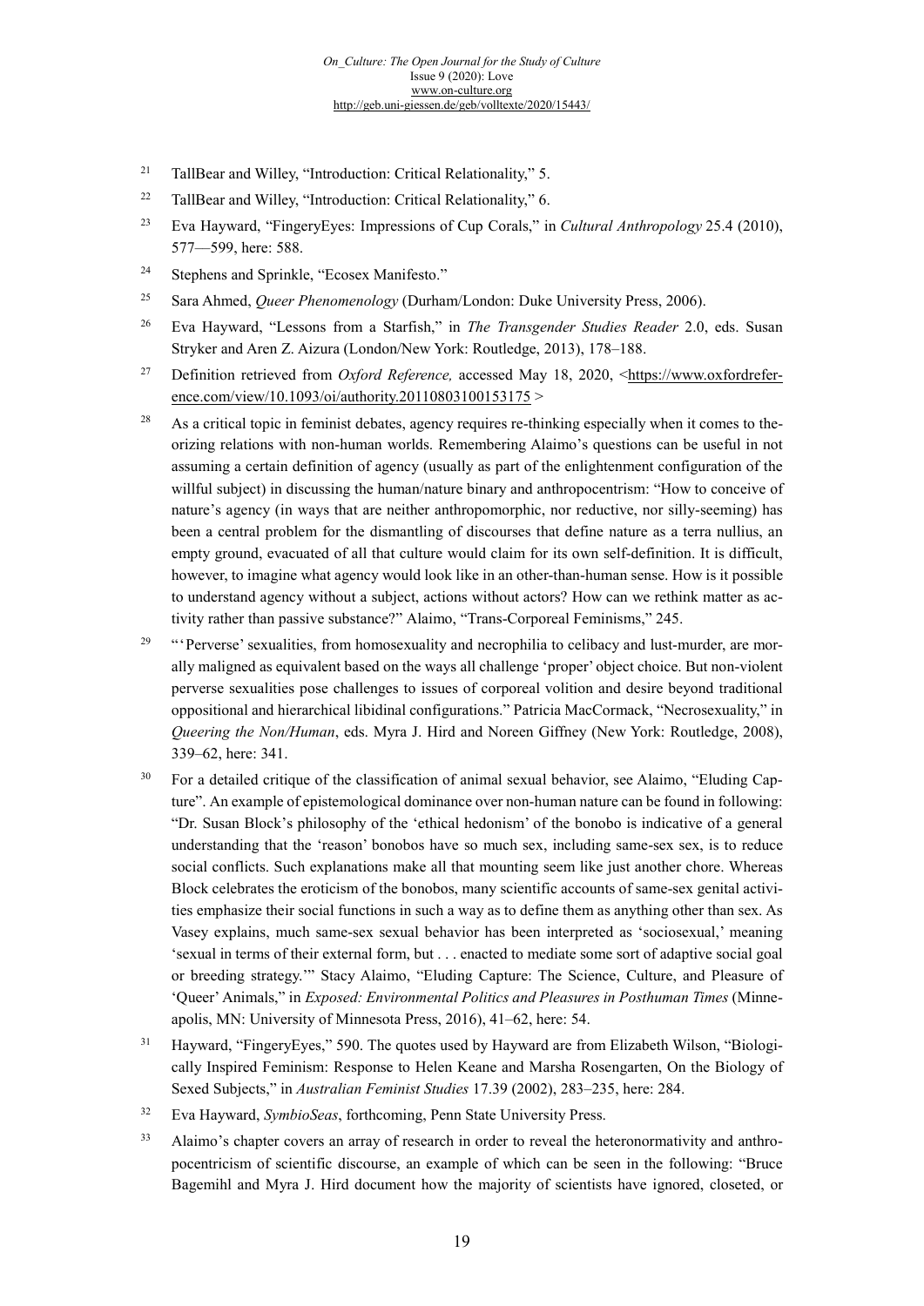[21] TallBear and Willey, "Introduction: Critical Relationality," 5.

[22] TallBear and Willey, "Introduction: Critical Relationality," 6.

[23] Eva Hayward, "FingeryEyes: Impressions of Cup Corals," in *Cultural Anthropology* 25.4 (2010), 577—599, here: 588.

[24] Stephens and Sprinkle, "Ecosex Manifesto."

[25] Sara Ahmed, *Queer Phenomenology* (Durham/London: Duke University Press, 2006).

[26] Eva Hayward, "Lessons from a Starfish," in *The Transgender Studies Reader* 2.0, eds. Susan Stryker and Aren Z. Aizura (London/New York: Routledge, 2013), 178–188.

[27] Definition retrieved from *Oxford Reference,* accessed May 18, 2020, <https://www.oxfordreference.com/view/10.1093/oi/authority.20110803100153175 >

[28] As a critical topic in feminist debates, agency requires re-thinking especially when it comes to theorizing relations with non-human worlds. Remembering Alaimo's questions can be useful in not assuming a certain definition of agency (usually as part of the enlightenment configuration of the willful subject) in discussing the human/nature binary and anthropocentrism: "How to conceive of nature's agency (in ways that are neither anthropomorphic, nor reductive, nor silly-seeming) has been a central problem for the dismantling of discourses that define nature as a terra nullius, an empty ground, evacuated of all that culture would claim for its own self-definition. It is difficult, however, to imagine what agency would look like in an other-than-human sense. How is it possible to understand agency without a subject, actions without actors? How can we rethink matter as activity rather than passive substance?" Alaimo, "Trans-Corporeal Feminisms," 245.

[29] "'Perverse' sexualities, from homosexuality and necrophilia to celibacy and lust-murder, are morally maligned as equivalent based on the ways all challenge 'proper' object choice. But non-violent perverse sexualities pose challenges to issues of corporeal volition and desire beyond traditional oppositional and hierarchical libidinal configurations." Patricia MacCormack, "Necrosexuality," in *Queering the Non/Human*, eds. Myra J. Hird and Noreen Giffney (New York: Routledge, 2008), 339–62, here: 341.

[30] For a detailed critique of the classification of animal sexual behavior, see Alaimo, "Eluding Capture". An example of epistemological dominance over non-human nature can be found in following: "Dr. Susan Block's philosophy of the 'ethical hedonism' of the bonobo is indicative of a general understanding that the 'reason' bonobos have so much sex, including same-sex sex, is to reduce social conflicts. Such explanations make all that mounting seem like just another chore. Whereas Block celebrates the eroticism of the bonobos, many scientific accounts of same-sex genital activities emphasize their social functions in such a way as to define them as anything other than sex. As Vasey explains, much same-sex sexual behavior has been interpreted as 'sociosexual,' meaning 'sexual in terms of their external form, but . . . enacted to mediate some sort of adaptive social goal or breeding strategy.'" Stacy Alaimo, "Eluding Capture: The Science, Culture, and Pleasure of 'Queer' Animals," in *Exposed: Environmental Politics and Pleasures in Posthuman Times* (Minneapolis, MN: University of Minnesota Press, 2016), 41–62, here: 54.

[31] Hayward, "FingeryEyes," 590. The quotes used by Hayward are from Elizabeth Wilson, "Biologically Inspired Feminism: Response to Helen Keane and Marsha Rosengarten, On the Biology of Sexed Subjects," in *Australian Feminist Studies* 17.39 (2002), 283–235, here: 284.

[32] Eva Hayward, *SymbioSeas*, forthcoming, Penn State University Press.

[33] Alaimo's chapter covers an array of research in order to reveal the heteronormativity and anthropocentricism of scientific discourse, an example of which can be seen in the following: "Bruce Bagemihl and Myra J. Hird document how the majority of scientists have ignored, closeted, or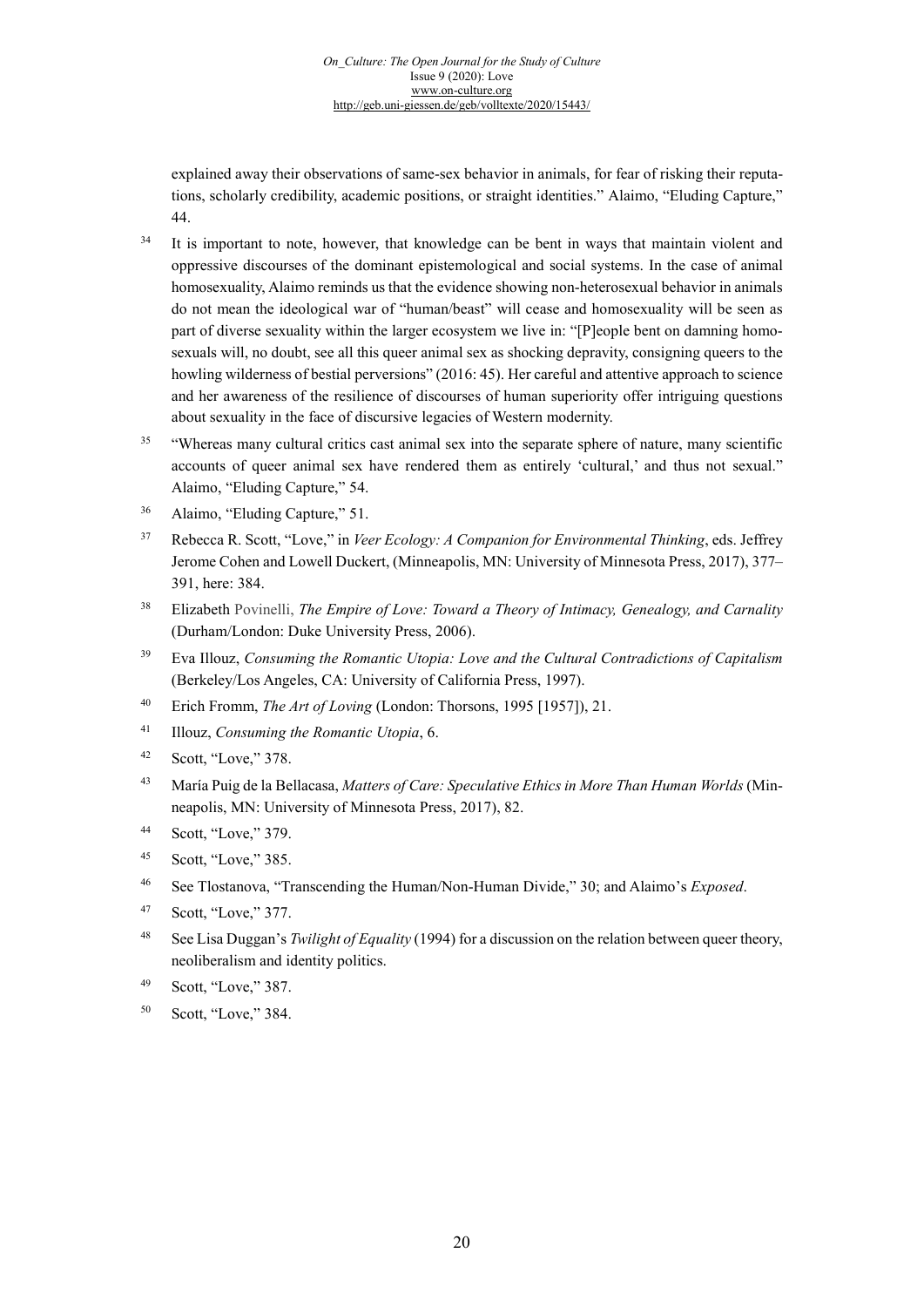explained away their observations of same-sex behavior in animals, for fear of risking their reputations, scholarly credibility, academic positions, or straight identities." Alaimo, "Eluding Capture," 44.

[34] It is important to note, however, that knowledge can be bent in ways that maintain violent and oppressive discourses of the dominant epistemological and social systems. In the case of animal homosexuality, Alaimo reminds us that the evidence showing non-heterosexual behavior in animals do not mean the ideological war of "human/beast" will cease and homosexuality will be seen as part of diverse sexuality within the larger ecosystem we live in: "[P]eople bent on damning homosexuals will, no doubt, see all this queer animal sex as shocking depravity, consigning queers to the howling wilderness of bestial perversions" (2016: 45). Her careful and attentive approach to science and her awareness of the resilience of discourses of human superiority offer intriguing questions about sexuality in the face of discursive legacies of Western modernity.

[35] "Whereas many cultural critics cast animal sex into the separate sphere of nature, many scientific accounts of queer animal sex have rendered them as entirely 'cultural,' and thus not sexual." Alaimo, "Eluding Capture," 54.

[36] Alaimo, "Eluding Capture," 51.

[37] Rebecca R. Scott, "Love," in *Veer Ecology: A Companion for Environmental Thinking*, eds. Jeffrey Jerome Cohen and Lowell Duckert, (Minneapolis, MN: University of Minnesota Press, 2017), 377–391, here: 384.

[38] Elizabeth Povinelli, *The Empire of Love: Toward a Theory of Intimacy, Genealogy, and Carnality* (Durham/London: Duke University Press, 2006).

[39] Eva Illouz, *Consuming the Romantic Utopia: Love and the Cultural Contradictions of Capitalism* (Berkeley/Los Angeles, CA: University of California Press, 1997).

[40] Erich Fromm, *The Art of Loving* (London: Thorsons, 1995 [1957]), 21.

[41] Illouz, *Consuming the Romantic Utopia*, 6.

[42] Scott, "Love," 378.

[43] María Puig de la Bellacasa, *Matters of Care: Speculative Ethics in More Than Human Worlds* (Minneapolis, MN: University of Minnesota Press, 2017), 82.

[44] Scott, "Love," 379.

[45] Scott, "Love," 385.

[46] See Tlostanova, "Transcending the Human/Non-Human Divide," 30; and Alaimo's *Exposed*.

[47] Scott, "Love," 377.

[48] See Lisa Duggan's *Twilight of Equality* (1994) for a discussion on the relation between queer theory, neoliberalism and identity politics.

[49] Scott, "Love," 387.

[50] Scott, "Love," 384.